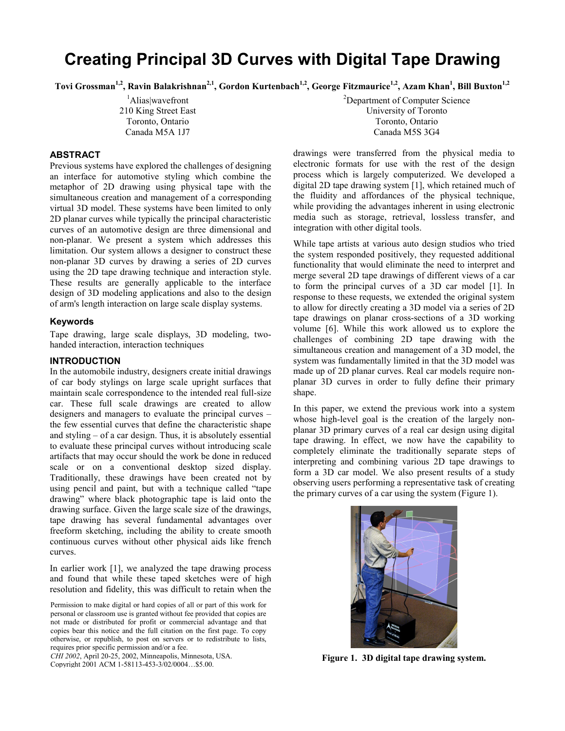# Creating Principal 3D Curves with Digital Tape Drawing

**Tovi Grossman[1,2], Ravin Balakrishnan[2,1], Gordon Kurtenbach[1,2], George Fitzmaurice[1,2], Azam Khan[1], Bill Buxton[1,2]**

[1]Alias|wavefront
210 King Street East
Toronto, Ontario
Canada M5A 1J7

[2]Department of Computer Science
University of Toronto
Toronto, Ontario
Canada M5S 3G4

## ABSTRACT

Previous systems have explored the challenges of designing an interface for automotive styling which combine the metaphor of 2D drawing using physical tape with the simultaneous creation and management of a corresponding virtual 3D model. These systems have been limited to only 2D planar curves while typically the principal characteristic curves of an automotive design are three dimensional and non-planar. We present a system which addresses this limitation. Our system allows a designer to construct these non-planar 3D curves by drawing a series of 2D curves using the 2D tape drawing technique and interaction style. These results are generally applicable to the interface design of 3D modeling applications and also to the design of arm's length interaction on large scale display systems.

### Keywords

Tape drawing, large scale displays, 3D modeling, two-handed interaction, interaction techniques

## INTRODUCTION

In the automobile industry, designers create initial drawings of car body stylings on large scale upright surfaces that maintain scale correspondence to the intended real full-size car. These full scale drawings are created to allow designers and managers to evaluate the principal curves – the few essential curves that define the characteristic shape and styling – of a car design. Thus, it is absolutely essential to evaluate these principal curves without introducing scale artifacts that may occur should the work be done in reduced scale or on a conventional desktop sized display. Traditionally, these drawings have been created not by using pencil and paint, but with a technique called "tape drawing" where black photographic tape is laid onto the drawing surface. Given the large scale size of the drawings, tape drawing has several fundamental advantages over freeform sketching, including the ability to create smooth continuous curves without other physical aids like french curves.

In earlier work [1], we analyzed the tape drawing process and found that while these taped sketches were of high resolution and fidelity, this was difficult to retain when the drawings were transferred from the physical media to electronic formats for use with the rest of the design process which is largely computerized. We developed a digital 2D tape drawing system [1], which retained much of the fluidity and affordances of the physical technique, while providing the advantages inherent in using electronic media such as storage, retrieval, lossless transfer, and integration with other digital tools.

While tape artists at various auto design studios who tried the system responded positively, they requested additional functionality that would eliminate the need to interpret and merge several 2D tape drawings of different views of a car to form the principal curves of a 3D car model [1]. In response to these requests, we extended the original system to allow for directly creating a 3D model via a series of 2D tape drawings on planar cross-sections of a 3D working volume [6]. While this work allowed us to explore the challenges of combining 2D tape drawing with the simultaneous creation and management of a 3D model, the system was fundamentally limited in that the 3D model was made up of 2D planar curves. Real car models require non-planar 3D curves in order to fully define their primary shape.

In this paper, we extend the previous work into a system whose high-level goal is the creation of the largely non-planar 3D primary curves of a real car design using digital tape drawing. In effect, we now have the capability to completely eliminate the traditionally separate steps of interpreting and combining various 2D tape drawings to form a 3D car model. We also present results of a study observing users performing a representative task of creating the primary curves of a car using the system (Figure 1).

**Figure 1. 3D digital tape drawing system.**

Permission to make digital or hard copies of all or part of this work for personal or classroom use is granted without fee provided that copies are not made or distributed for profit or commercial advantage and that copies bear this notice and the full citation on the first page. To copy otherwise, or republish, to post on servers or to redistribute to lists, requires prior specific permission and/or a fee.
*CHI 2002*, April 20-25, 2002, Minneapolis, Minnesota, USA.
Copyright 2001 ACM 1-58113-453-3/02/0004…$5.00.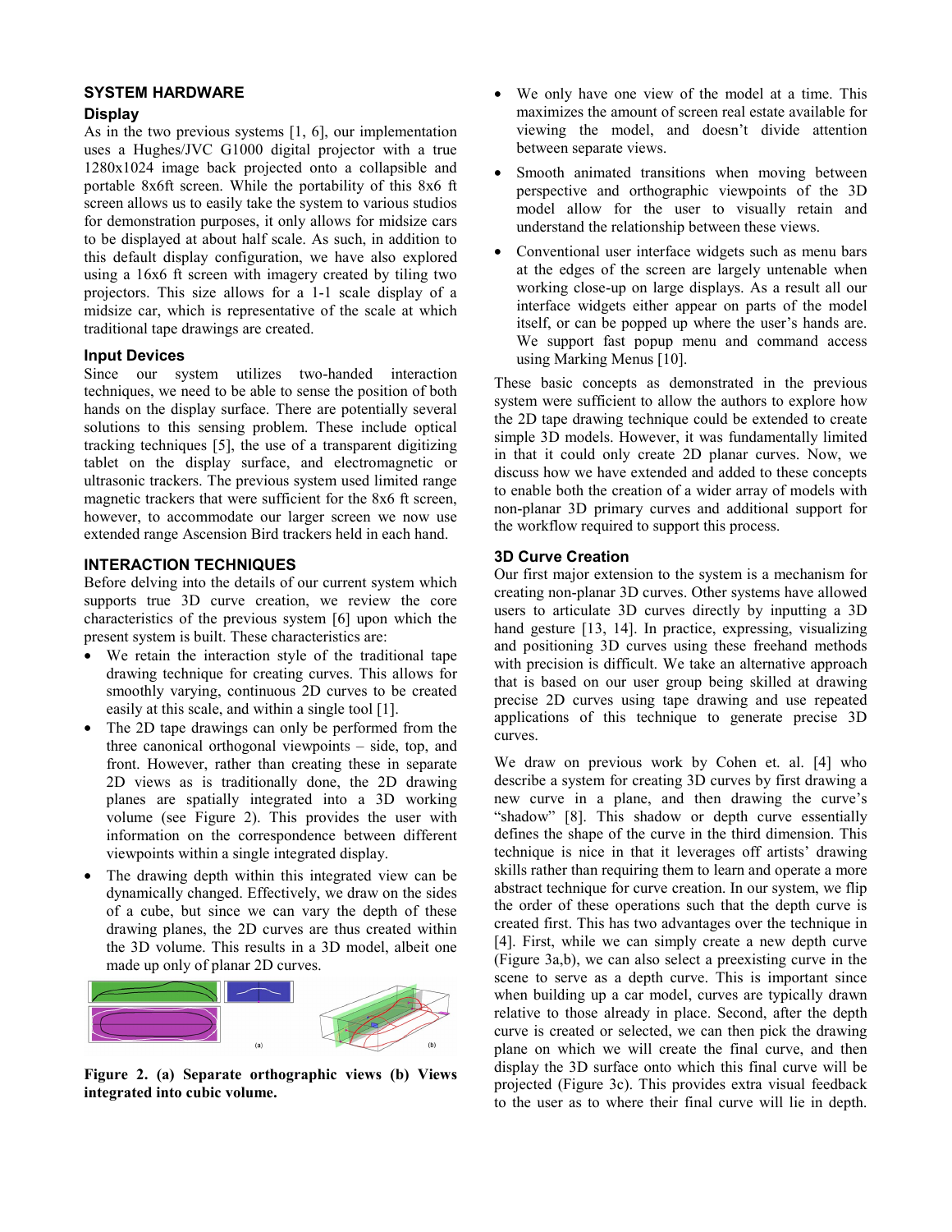## SYSTEM HARDWARE

### Display

As in the two previous systems [1, 6], our implementation uses a Hughes/JVC G1000 digital projector with a true 1280x1024 image back projected onto a collapsible and portable 8x6ft screen. While the portability of this 8x6 ft screen allows us to easily take the system to various studios for demonstration purposes, it only allows for midsize cars to be displayed at about half scale. As such, in addition to this default display configuration, we have also explored using a 16x6 ft screen with imagery created by tiling two projectors. This size allows for a 1-1 scale display of a midsize car, which is representative of the scale at which traditional tape drawings are created.

### Input Devices

Since our system utilizes two-handed interaction techniques, we need to be able to sense the position of both hands on the display surface. There are potentially several solutions to this sensing problem. These include optical tracking techniques [5], the use of a transparent digitizing tablet on the display surface, and electromagnetic or ultrasonic trackers. The previous system used limited range magnetic trackers that were sufficient for the 8x6 ft screen, however, to accommodate our larger screen we now use extended range Ascension Bird trackers held in each hand.

## INTERACTION TECHNIQUES

Before delving into the details of our current system which supports true 3D curve creation, we review the core characteristics of the previous system [6] upon which the present system is built. These characteristics are:

- We retain the interaction style of the traditional tape drawing technique for creating curves. This allows for smoothly varying, continuous 2D curves to be created easily at this scale, and within a single tool [1].
- The 2D tape drawings can only be performed from the three canonical orthogonal viewpoints – side, top, and front. However, rather than creating these in separate 2D views as is traditionally done, the 2D drawing planes are spatially integrated into a 3D working volume (see Figure 2). This provides the user with information on the correspondence between different viewpoints within a single integrated display.
- The drawing depth within this integrated view can be dynamically changed. Effectively, we draw on the sides of a cube, but since we can vary the depth of these drawing planes, the 2D curves are thus created within the 3D volume. This results in a 3D model, albeit one made up only of planar 2D curves.

**Figure 2. (a) Separate orthographic views (b) Views integrated into cubic volume.**

- We only have one view of the model at a time. This maximizes the amount of screen real estate available for viewing the model, and doesn't divide attention between separate views.
- Smooth animated transitions when moving between perspective and orthographic viewpoints of the 3D model allow for the user to visually retain and understand the relationship between these views.
- Conventional user interface widgets such as menu bars at the edges of the screen are largely untenable when working close-up on large displays. As a result all our interface widgets either appear on parts of the model itself, or can be popped up where the user's hands are. We support fast popup menu and command access using Marking Menus [10].

These basic concepts as demonstrated in the previous system were sufficient to allow the authors to explore how the 2D tape drawing technique could be extended to create simple 3D models. However, it was fundamentally limited in that it could only create 2D planar curves. Now, we discuss how we have extended and added to these concepts to enable both the creation of a wider array of models with non-planar 3D primary curves and additional support for the workflow required to support this process.

### 3D Curve Creation

Our first major extension to the system is a mechanism for creating non-planar 3D curves. Other systems have allowed users to articulate 3D curves directly by inputting a 3D hand gesture [13, 14]. In practice, expressing, visualizing and positioning 3D curves using these freehand methods with precision is difficult. We take an alternative approach that is based on our user group being skilled at drawing precise 2D curves using tape drawing and use repeated applications of this technique to generate precise 3D curves.

We draw on previous work by Cohen et. al. [4] who describe a system for creating 3D curves by first drawing a new curve in a plane, and then drawing the curve's "shadow" [8]. This shadow or depth curve essentially defines the shape of the curve in the third dimension. This technique is nice in that it leverages off artists' drawing skills rather than requiring them to learn and operate a more abstract technique for curve creation. In our system, we flip the order of these operations such that the depth curve is created first. This has two advantages over the technique in [4]. First, while we can simply create a new depth curve (Figure 3a,b), we can also select a preexisting curve in the scene to serve as a depth curve. This is important since when building up a car model, curves are typically drawn relative to those already in place. Second, after the depth curve is created or selected, we can then pick the drawing plane on which we will create the final curve, and then display the 3D surface onto which this final curve will be projected (Figure 3c). This provides extra visual feedback to the user as to where their final curve will lie in depth.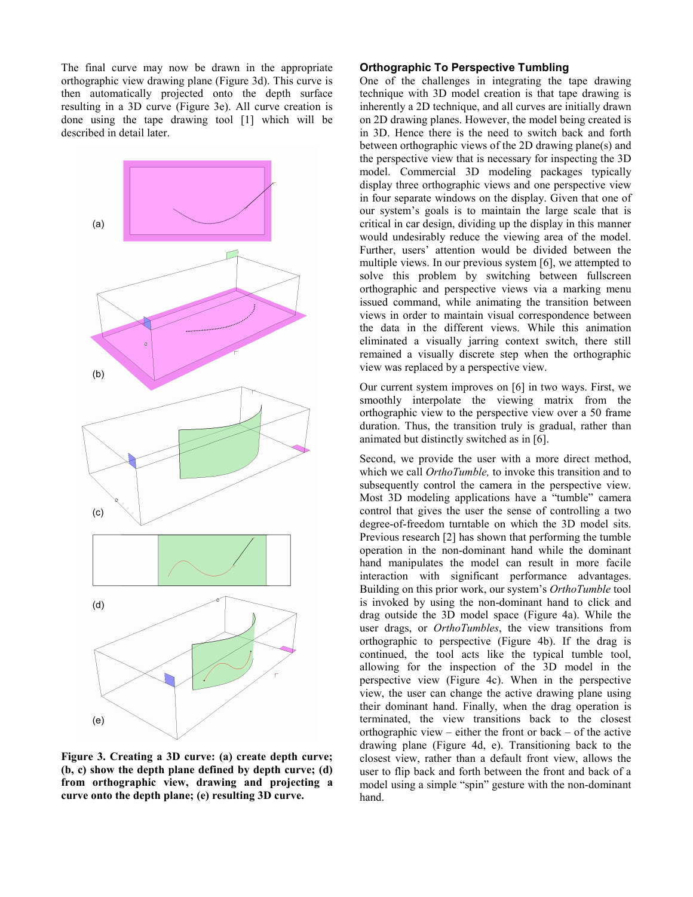The final curve may now be drawn in the appropriate orthographic view drawing plane (Figure 3d). This curve is then automatically projected onto the depth surface resulting in a 3D curve (Figure 3e). All curve creation is done using the tape drawing tool [1] which will be described in detail later.

**Figure 3. Creating a 3D curve: (a) create depth curve; (b, c) show the depth plane defined by depth curve; (d) from orthographic view, drawing and projecting a curve onto the depth plane; (e) resulting 3D curve.**

### Orthographic To Perspective Tumbling

One of the challenges in integrating the tape drawing technique with 3D model creation is that tape drawing is inherently a 2D technique, and all curves are initially drawn on 2D drawing planes. However, the model being created is in 3D. Hence there is the need to switch back and forth between orthographic views of the 2D drawing plane(s) and the perspective view that is necessary for inspecting the 3D model. Commercial 3D modeling packages typically display three orthographic views and one perspective view in four separate windows on the display. Given that one of our system's goals is to maintain the large scale that is critical in car design, dividing up the display in this manner would undesirably reduce the viewing area of the model. Further, users' attention would be divided between the multiple views. In our previous system [6], we attempted to solve this problem by switching between fullscreen orthographic and perspective views via a marking menu issued command, while animating the transition between views in order to maintain visual correspondence between the data in the different views. While this animation eliminated a visually jarring context switch, there still remained a visually discrete step when the orthographic view was replaced by a perspective view.

Our current system improves on [6] in two ways. First, we smoothly interpolate the viewing matrix from the orthographic view to the perspective view over a 50 frame duration. Thus, the transition truly is gradual, rather than animated but distinctly switched as in [6].

Second, we provide the user with a more direct method, which we call *OrthoTumble,* to invoke this transition and to subsequently control the camera in the perspective view. Most 3D modeling applications have a "tumble" camera control that gives the user the sense of controlling a two degree-of-freedom turntable on which the 3D model sits. Previous research [2] has shown that performing the tumble operation in the non-dominant hand while the dominant hand manipulates the model can result in more facile interaction with significant performance advantages. Building on this prior work, our system's *OrthoTumble* tool is invoked by using the non-dominant hand to click and drag outside the 3D model space (Figure 4a). While the user drags, or *OrthoTumbles*, the view transitions from orthographic to perspective (Figure 4b). If the drag is continued, the tool acts like the typical tumble tool, allowing for the inspection of the 3D model in the perspective view (Figure 4c). When in the perspective view, the user can change the active drawing plane using their dominant hand. Finally, when the drag operation is terminated, the view transitions back to the closest orthographic view – either the front or back – of the active drawing plane (Figure 4d, e). Transitioning back to the closest view, rather than a default front view, allows the user to flip back and forth between the front and back of a model using a simple "spin" gesture with the non-dominant hand.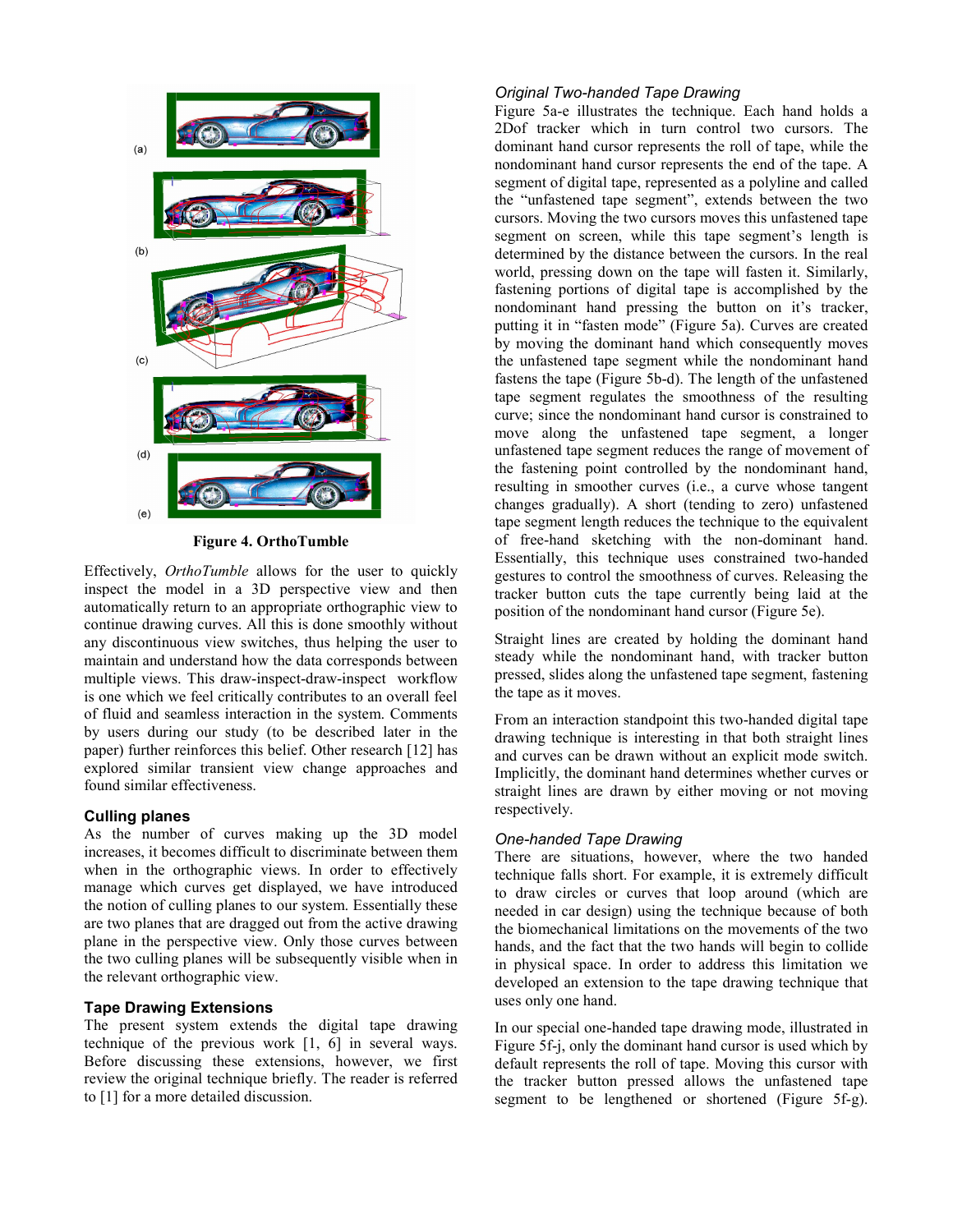(a)

(b)

(c)

(d)

(e)

**Figure 4. OrthoTumble**

Effectively, *OrthoTumble* allows for the user to quickly inspect the model in a 3D perspective view and then automatically return to an appropriate orthographic view to continue drawing curves. All this is done smoothly without any discontinuous view switches, thus helping the user to maintain and understand how the data corresponds between multiple views. This draw-inspect-draw-inspect workflow is one which we feel critically contributes to an overall feel of fluid and seamless interaction in the system. Comments by users during our study (to be described later in the paper) further reinforces this belief. Other research [12] has explored similar transient view change approaches and found similar effectiveness.

### Culling planes

As the number of curves making up the 3D model increases, it becomes difficult to discriminate between them when in the orthographic views. In order to effectively manage which curves get displayed, we have introduced the notion of culling planes to our system. Essentially these are two planes that are dragged out from the active drawing plane in the perspective view. Only those curves between the two culling planes will be subsequently visible when in the relevant orthographic view.

### Tape Drawing Extensions

The present system extends the digital tape drawing technique of the previous work [1, 6] in several ways. Before discussing these extensions, however, we first review the original technique briefly. The reader is referred to [1] for a more detailed discussion.

#### *Original Two-handed Tape Drawing*

Figure 5a-e illustrates the technique. Each hand holds a 2Dof tracker which in turn control two cursors. The dominant hand cursor represents the roll of tape, while the nondominant hand cursor represents the end of the tape. A segment of digital tape, represented as a polyline and called the "unfastened tape segment", extends between the two cursors. Moving the two cursors moves this unfastened tape segment on screen, while this tape segment's length is determined by the distance between the cursors. In the real world, pressing down on the tape will fasten it. Similarly, fastening portions of digital tape is accomplished by the nondominant hand pressing the button on it's tracker, putting it in "fasten mode" (Figure 5a). Curves are created by moving the dominant hand which consequently moves the unfastened tape segment while the nondominant hand fastens the tape (Figure 5b-d). The length of the unfastened tape segment regulates the smoothness of the resulting curve; since the nondominant hand cursor is constrained to move along the unfastened tape segment, a longer unfastened tape segment reduces the range of movement of the fastening point controlled by the nondominant hand, resulting in smoother curves (i.e., a curve whose tangent changes gradually). A short (tending to zero) unfastened tape segment length reduces the technique to the equivalent of free-hand sketching with the non-dominant hand. Essentially, this technique uses constrained two-handed gestures to control the smoothness of curves. Releasing the tracker button cuts the tape currently being laid at the position of the nondominant hand cursor (Figure 5e).

Straight lines are created by holding the dominant hand steady while the nondominant hand, with tracker button pressed, slides along the unfastened tape segment, fastening the tape as it moves.

From an interaction standpoint this two-handed digital tape drawing technique is interesting in that both straight lines and curves can be drawn without an explicit mode switch. Implicitly, the dominant hand determines whether curves or straight lines are drawn by either moving or not moving respectively.

#### *One-handed Tape Drawing*

There are situations, however, where the two handed technique falls short. For example, it is extremely difficult to draw circles or curves that loop around (which are needed in car design) using the technique because of both the biomechanical limitations on the movements of the two hands, and the fact that the two hands will begin to collide in physical space. In order to address this limitation we developed an extension to the tape drawing technique that uses only one hand.

In our special one-handed tape drawing mode, illustrated in Figure 5f-j, only the dominant hand cursor is used which by default represents the roll of tape. Moving this cursor with the tracker button pressed allows the unfastened tape segment to be lengthened or shortened (Figure 5f-g).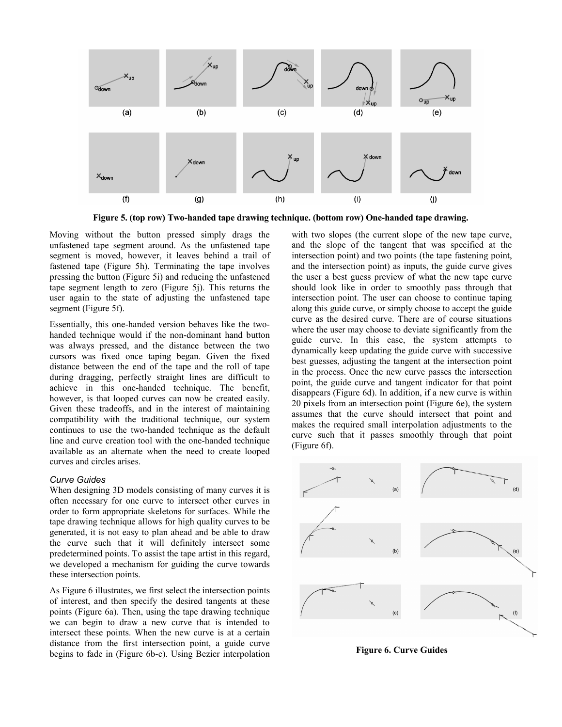Figure 5. (top row) Two-handed tape drawing technique. (bottom row) One-handed tape drawing.

Moving without the button pressed simply drags the unfastened tape segment around. As the unfastened tape segment is moved, however, it leaves behind a trail of fastened tape (Figure 5h). Terminating the tape involves pressing the button (Figure 5i) and reducing the unfastened tape segment length to zero (Figure 5j). This returns the user again to the state of adjusting the unfastened tape segment (Figure 5f).

Essentially, this one-handed version behaves like the two-handed technique would if the non-dominant hand button was always pressed, and the distance between the two cursors was fixed once taping began. Given the fixed distance between the end of the tape and the roll of tape during dragging, perfectly straight lines are difficult to achieve in this one-handed technique. The benefit, however, is that looped curves can now be created easily. Given these tradeoffs, and in the interest of maintaining compatibility with the traditional technique, our system continues to use the two-handed technique as the default line and curve creation tool with the one-handed technique available as an alternate when the need to create looped curves and circles arises.

### *Curve Guides*

When designing 3D models consisting of many curves it is often necessary for one curve to intersect other curves in order to form appropriate skeletons for surfaces. While the tape drawing technique allows for high quality curves to be generated, it is not easy to plan ahead and be able to draw the curve such that it will definitely intersect some predetermined points. To assist the tape artist in this regard, we developed a mechanism for guiding the curve towards these intersection points.

As Figure 6 illustrates, we first select the intersection points of interest, and then specify the desired tangents at these points (Figure 6a). Then, using the tape drawing technique we can begin to draw a new curve that is intended to intersect these points. When the new curve is at a certain distance from the first intersection point, a guide curve begins to fade in (Figure 6b-c). Using Bezier interpolation with two slopes (the current slope of the new tape curve, and the slope of the tangent that was specified at the intersection point) and two points (the tape fastening point, and the intersection point) as inputs, the guide curve gives the user a best guess preview of what the new tape curve should look like in order to smoothly pass through that intersection point. The user can choose to continue taping along this guide curve, or simply choose to accept the guide curve as the desired curve. There are of course situations where the user may choose to deviate significantly from the guide curve. In this case, the system attempts to dynamically keep updating the guide curve with successive best guesses, adjusting the tangent at the intersection point in the process. Once the new curve passes the intersection point, the guide curve and tangent indicator for that point disappears (Figure 6d). In addition, if a new curve is within 20 pixels from an intersection point (Figure 6e), the system assumes that the curve should intersect that point and makes the required small interpolation adjustments to the curve such that it passes smoothly through that point (Figure 6f).

Figure 6. Curve Guides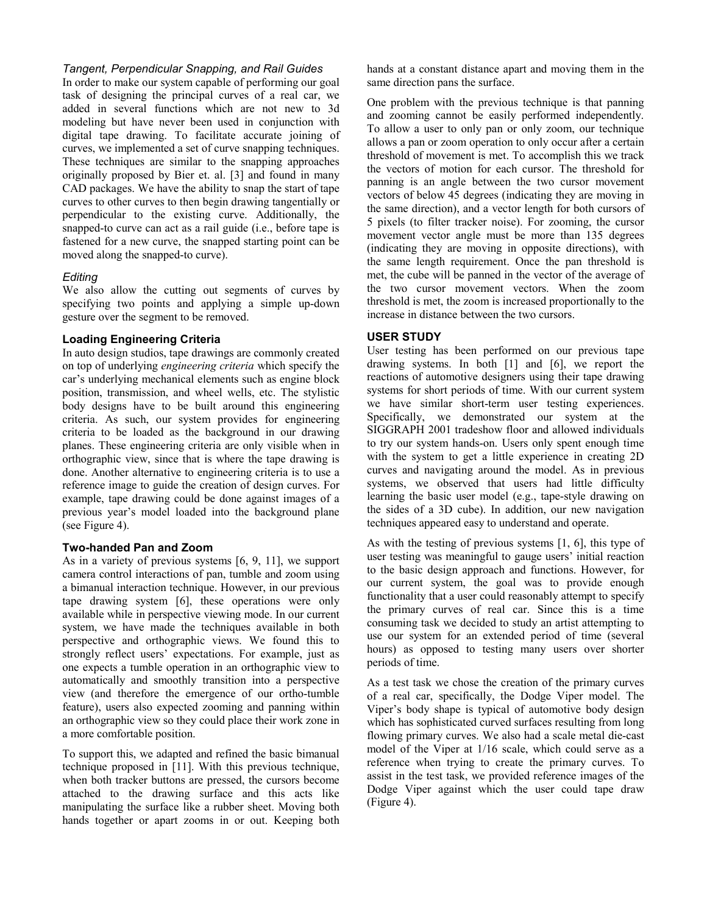### *Tangent, Perpendicular Snapping, and Rail Guides*

In order to make our system capable of performing our goal task of designing the principal curves of a real car, we added in several functions which are not new to 3d modeling but have never been used in conjunction with digital tape drawing. To facilitate accurate joining of curves, we implemented a set of curve snapping techniques. These techniques are similar to the snapping approaches originally proposed by Bier et. al. [3] and found in many CAD packages. We have the ability to snap the start of tape curves to other curves to then begin drawing tangentially or perpendicular to the existing curve. Additionally, the snapped-to curve can act as a rail guide (i.e., before tape is fastened for a new curve, the snapped starting point can be moved along the snapped-to curve).

### *Editing*

We also allow the cutting out segments of curves by specifying two points and applying a simple up-down gesture over the segment to be removed.

## Loading Engineering Criteria

In auto design studios, tape drawings are commonly created on top of underlying *engineering criteria* which specify the car's underlying mechanical elements such as engine block position, transmission, and wheel wells, etc. The stylistic body designs have to be built around this engineering criteria. As such, our system provides for engineering criteria to be loaded as the background in our drawing planes. These engineering criteria are only visible when in orthographic view, since that is where the tape drawing is done. Another alternative to engineering criteria is to use a reference image to guide the creation of design curves. For example, tape drawing could be done against images of a previous year's model loaded into the background plane (see Figure 4).

## Two-handed Pan and Zoom

As in a variety of previous systems [6, 9, 11], we support camera control interactions of pan, tumble and zoom using a bimanual interaction technique. However, in our previous tape drawing system [6], these operations were only available while in perspective viewing mode. In our current system, we have made the techniques available in both perspective and orthographic views. We found this to strongly reflect users' expectations. For example, just as one expects a tumble operation in an orthographic view to automatically and smoothly transition into a perspective view (and therefore the emergence of our ortho-tumble feature), users also expected zooming and panning within an orthographic view so they could place their work zone in a more comfortable position.

To support this, we adapted and refined the basic bimanual technique proposed in [11]. With this previous technique, when both tracker buttons are pressed, the cursors become attached to the drawing surface and this acts like manipulating the surface like a rubber sheet. Moving both hands together or apart zooms in or out. Keeping both hands at a constant distance apart and moving them in the same direction pans the surface.

One problem with the previous technique is that panning and zooming cannot be easily performed independently. To allow a user to only pan or only zoom, our technique allows a pan or zoom operation to only occur after a certain threshold of movement is met. To accomplish this we track the vectors of motion for each cursor. The threshold for panning is an angle between the two cursor movement vectors of below 45 degrees (indicating they are moving in the same direction), and a vector length for both cursors of 5 pixels (to filter tracker noise). For zooming, the cursor movement vector angle must be more than 135 degrees (indicating they are moving in opposite directions), with the same length requirement. Once the pan threshold is met, the cube will be panned in the vector of the average of the two cursor movement vectors. When the zoom threshold is met, the zoom is increased proportionally to the increase in distance between the two cursors.

## USER STUDY

User testing has been performed on our previous tape drawing systems. In both [1] and [6], we report the reactions of automotive designers using their tape drawing systems for short periods of time. With our current system we have similar short-term user testing experiences. Specifically, we demonstrated our system at the SIGGRAPH 2001 tradeshow floor and allowed individuals to try our system hands-on. Users only spent enough time with the system to get a little experience in creating 2D curves and navigating around the model. As in previous systems, we observed that users had little difficulty learning the basic user model (e.g., tape-style drawing on the sides of a 3D cube). In addition, our new navigation techniques appeared easy to understand and operate.

As with the testing of previous systems [1, 6], this type of user testing was meaningful to gauge users' initial reaction to the basic design approach and functions. However, for our current system, the goal was to provide enough functionality that a user could reasonably attempt to specify the primary curves of real car. Since this is a time consuming task we decided to study an artist attempting to use our system for an extended period of time (several hours) as opposed to testing many users over shorter periods of time.

As a test task we chose the creation of the primary curves of a real car, specifically, the Dodge Viper model. The Viper's body shape is typical of automotive body design which has sophisticated curved surfaces resulting from long flowing primary curves. We also had a scale metal die-cast model of the Viper at 1/16 scale, which could serve as a reference when trying to create the primary curves. To assist in the test task, we provided reference images of the Dodge Viper against which the user could tape draw (Figure 4).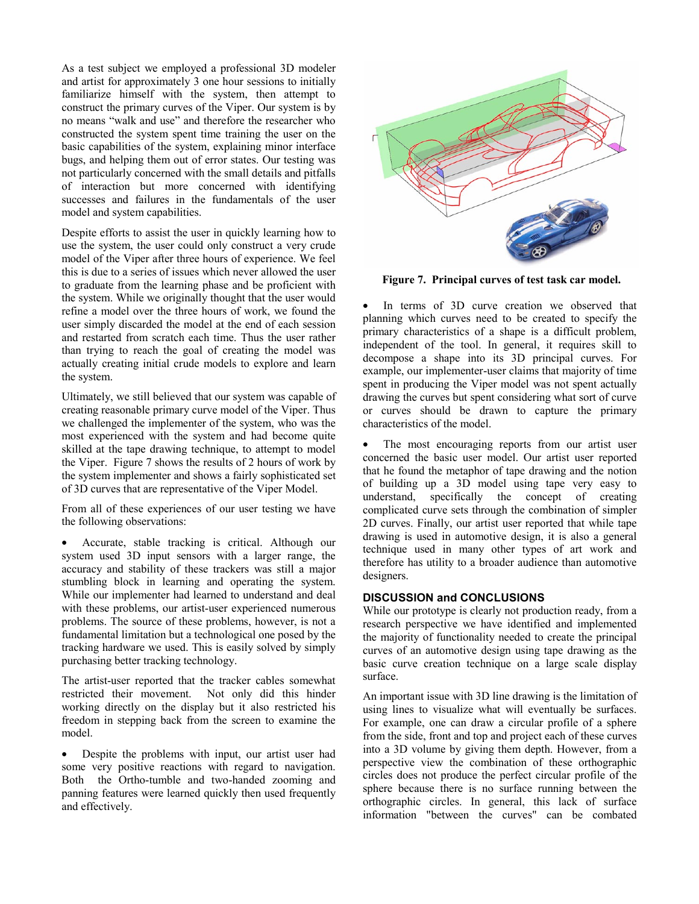As a test subject we employed a professional 3D modeler and artist for approximately 3 one hour sessions to initially familiarize himself with the system, then attempt to construct the primary curves of the Viper. Our system is by no means "walk and use" and therefore the researcher who constructed the system spent time training the user on the basic capabilities of the system, explaining minor interface bugs, and helping them out of error states. Our testing was not particularly concerned with the small details and pitfalls of interaction but more concerned with identifying successes and failures in the fundamentals of the user model and system capabilities.

Despite efforts to assist the user in quickly learning how to use the system, the user could only construct a very crude model of the Viper after three hours of experience. We feel this is due to a series of issues which never allowed the user to graduate from the learning phase and be proficient with the system. While we originally thought that the user would refine a model over the three hours of work, we found the user simply discarded the model at the end of each session and restarted from scratch each time. Thus the user rather than trying to reach the goal of creating the model was actually creating initial crude models to explore and learn the system.

Ultimately, we still believed that our system was capable of creating reasonable primary curve model of the Viper. Thus we challenged the implementer of the system, who was the most experienced with the system and had become quite skilled at the tape drawing technique, to attempt to model the Viper. Figure 7 shows the results of 2 hours of work by the system implementer and shows a fairly sophisticated set of 3D curves that are representative of the Viper Model.

From all of these experiences of our user testing we have the following observations:

- Accurate, stable tracking is critical. Although our system used 3D input sensors with a larger range, the accuracy and stability of these trackers was still a major stumbling block in learning and operating the system. While our implementer had learned to understand and deal with these problems, our artist-user experienced numerous problems. The source of these problems, however, is not a fundamental limitation but a technological one posed by the tracking hardware we used. This is easily solved by simply purchasing better tracking technology.

The artist-user reported that the tracker cables somewhat restricted their movement. Not only did this hinder working directly on the display but it also restricted his freedom in stepping back from the screen to examine the model.

- Despite the problems with input, our artist user had some very positive reactions with regard to navigation. Both the Ortho-tumble and two-handed zooming and panning features were learned quickly then used frequently and effectively.

**Figure 7. Principal curves of test task car model.**

- In terms of 3D curve creation we observed that planning which curves need to be created to specify the primary characteristics of a shape is a difficult problem, independent of the tool. In general, it requires skill to decompose a shape into its 3D principal curves. For example, our implementer-user claims that majority of time spent in producing the Viper model was not spent actually drawing the curves but spent considering what sort of curve or curves should be drawn to capture the primary characteristics of the model.

- The most encouraging reports from our artist user concerned the basic user model. Our artist user reported that he found the metaphor of tape drawing and the notion of building up a 3D model using tape very easy to understand, specifically the concept of creating complicated curve sets through the combination of simpler 2D curves. Finally, our artist user reported that while tape drawing is used in automotive design, it is also a general technique used in many other types of art work and therefore has utility to a broader audience than automotive designers.

## DISCUSSION and CONCLUSIONS

While our prototype is clearly not production ready, from a research perspective we have identified and implemented the majority of functionality needed to create the principal curves of an automotive design using tape drawing as the basic curve creation technique on a large scale display surface.

An important issue with 3D line drawing is the limitation of using lines to visualize what will eventually be surfaces. For example, one can draw a circular profile of a sphere from the side, front and top and project each of these curves into a 3D volume by giving them depth. However, from a perspective view the combination of these orthographic circles does not produce the perfect circular profile of the sphere because there is no surface running between the orthographic circles. In general, this lack of surface information "between the curves" can be combated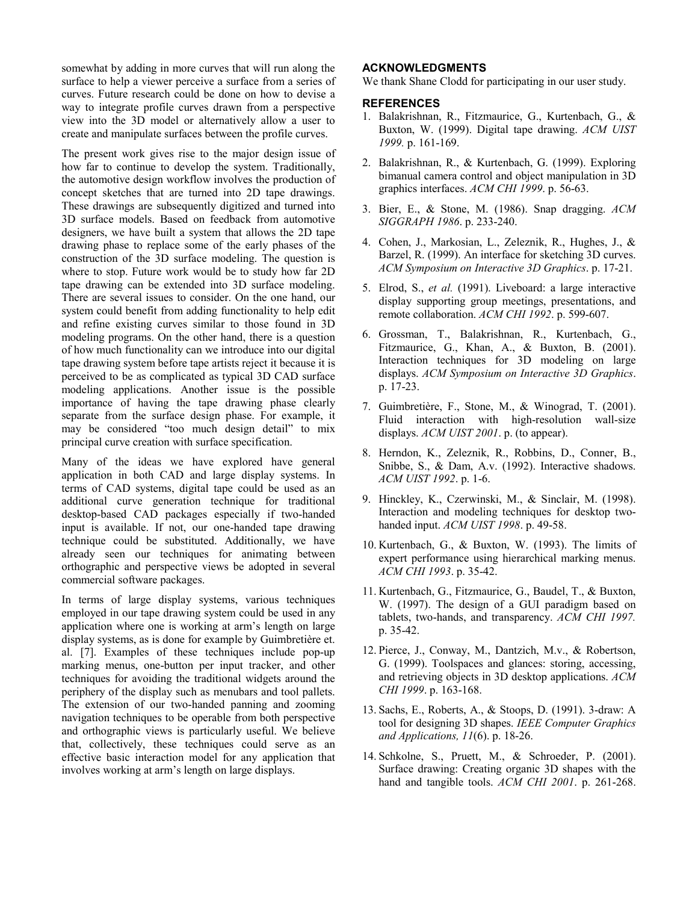somewhat by adding in more curves that will run along the surface to help a viewer perceive a surface from a series of curves. Future research could be done on how to devise a way to integrate profile curves drawn from a perspective view into the 3D model or alternatively allow a user to create and manipulate surfaces between the profile curves.

The present work gives rise to the major design issue of how far to continue to develop the system. Traditionally, the automotive design workflow involves the production of concept sketches that are turned into 2D tape drawings. These drawings are subsequently digitized and turned into 3D surface models. Based on feedback from automotive designers, we have built a system that allows the 2D tape drawing phase to replace some of the early phases of the construction of the 3D surface modeling. The question is where to stop. Future work would be to study how far 2D tape drawing can be extended into 3D surface modeling. There are several issues to consider. On the one hand, our system could benefit from adding functionality to help edit and refine existing curves similar to those found in 3D modeling programs. On the other hand, there is a question of how much functionality can we introduce into our digital tape drawing system before tape artists reject it because it is perceived to be as complicated as typical 3D CAD surface modeling applications. Another issue is the possible importance of having the tape drawing phase clearly separate from the surface design phase. For example, it may be considered "too much design detail" to mix principal curve creation with surface specification.

Many of the ideas we have explored have general application in both CAD and large display systems. In terms of CAD systems, digital tape could be used as an additional curve generation technique for traditional desktop-based CAD packages especially if two-handed input is available. If not, our one-handed tape drawing technique could be substituted. Additionally, we have already seen our techniques for animating between orthographic and perspective views be adopted in several commercial software packages.

In terms of large display systems, various techniques employed in our tape drawing system could be used in any application where one is working at arm's length on large display systems, as is done for example by Guimbretière et. al. [7]. Examples of these techniques include pop-up marking menus, one-button per input tracker, and other techniques for avoiding the traditional widgets around the periphery of the display such as menubars and tool pallets. The extension of our two-handed panning and zooming navigation techniques to be operable from both perspective and orthographic views is particularly useful. We believe that, collectively, these techniques could serve as an effective basic interaction model for any application that involves working at arm's length on large displays.

## ACKNOWLEDGMENTS

We thank Shane Clodd for participating in our user study.

## REFERENCES

1. Balakrishnan, R., Fitzmaurice, G., Kurtenbach, G., & Buxton, W. (1999). Digital tape drawing. *ACM UIST 1999.* p. 161-169.
2. Balakrishnan, R., & Kurtenbach, G. (1999). Exploring bimanual camera control and object manipulation in 3D graphics interfaces. *ACM CHI 1999*. p. 56-63.
3. Bier, E., & Stone, M. (1986). Snap dragging. *ACM SIGGRAPH 1986*. p. 233-240.
4. Cohen, J., Markosian, L., Zeleznik, R., Hughes, J., & Barzel, R. (1999). An interface for sketching 3D curves. *ACM Symposium on Interactive 3D Graphics*. p. 17-21.
5. Elrod, S., *et al.* (1991). Liveboard: a large interactive display supporting group meetings, presentations, and remote collaboration. *ACM CHI 1992*. p. 599-607.
6. Grossman, T., Balakrishnan, R., Kurtenbach, G., Fitzmaurice, G., Khan, A., & Buxton, B. (2001). Interaction techniques for 3D modeling on large displays. *ACM Symposium on Interactive 3D Graphics*. p. 17-23.
7. Guimbretière, F., Stone, M., & Winograd, T. (2001). Fluid interaction with high-resolution wall-size displays. *ACM UIST 2001*. p. (to appear).
8. Herndon, K., Zeleznik, R., Robbins, D., Conner, B., Snibbe, S., & Dam, A.v. (1992). Interactive shadows. *ACM UIST 1992*. p. 1-6.
9. Hinckley, K., Czerwinski, M., & Sinclair, M. (1998). Interaction and modeling techniques for desktop two-handed input. *ACM UIST 1998*. p. 49-58.
10. Kurtenbach, G., & Buxton, W. (1993). The limits of expert performance using hierarchical marking menus. *ACM CHI 1993*. p. 35-42.
11. Kurtenbach, G., Fitzmaurice, G., Baudel, T., & Buxton, W. (1997). The design of a GUI paradigm based on tablets, two-hands, and transparency. *ACM CHI 1997.* p. 35-42.
12. Pierce, J., Conway, M., Dantzich, M.v., & Robertson, G. (1999). Toolspaces and glances: storing, accessing, and retrieving objects in 3D desktop applications. *ACM CHI 1999*. p. 163-168.
13. Sachs, E., Roberts, A., & Stoops, D. (1991). 3-draw: A tool for designing 3D shapes. *IEEE Computer Graphics and Applications, 11*(6). p. 18-26.
14. Schkolne, S., Pruett, M., & Schroeder, P. (2001). Surface drawing: Creating organic 3D shapes with the hand and tangible tools. *ACM CHI 2001*. p. 261-268.